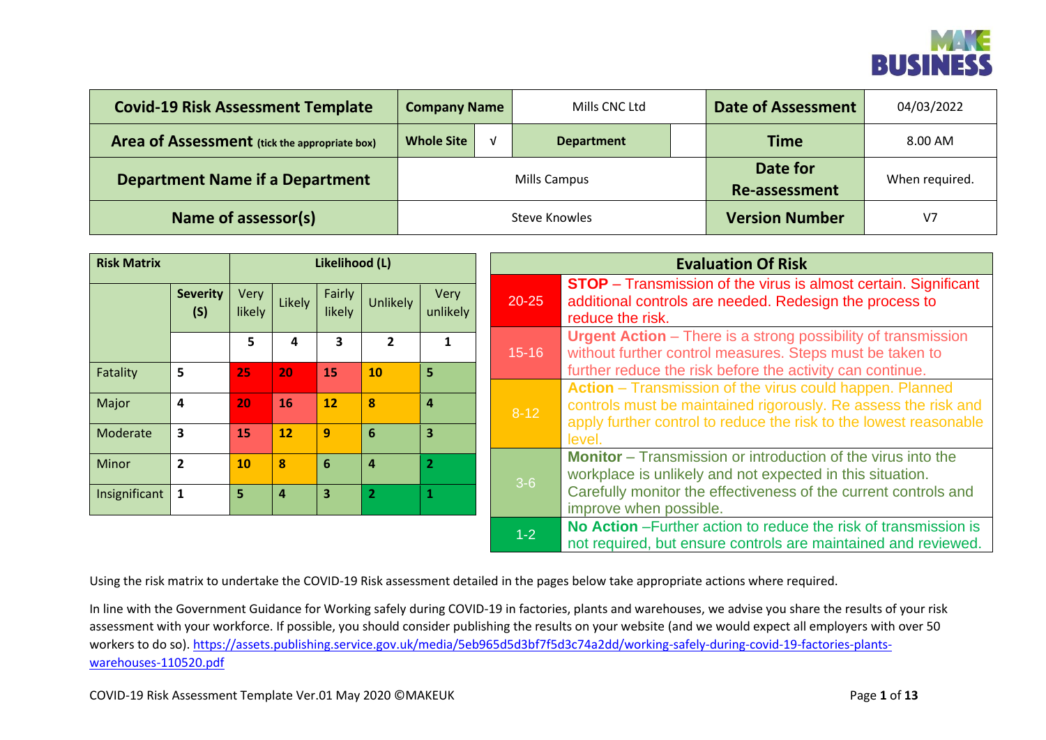| Covid-19 Risk Assessment Template | Company Name | | Mills CNC Ltd | Date of Assessment | 04/03/2022 |
|---|---|---|---|---|---|
| Area of Assessment (tick the appropriate box) | Whole Site | √ | Department | Time | 8.00 AM |
| Department Name if a Department | Mills Campus | | | Date for Re-assessment | When required. |
| Name of assessor(s) | Steve Knowles | | | Version Number | V7 |

| Risk Matrix | | Likelihood (L) | | | | |
|---|---|---|---|---|---|---|
| | Severity (S) | Very likely | Likely | Fairly likely | Unlikely | Very unlikely |
| | | 5 | 4 | 3 | 2 | 1 |
| Fatality | 5 | 25 | 20 | 15 | 10 | 5 |
| Major | 4 | 20 | 16 | 12 | 8 | 4 |
| Moderate | 3 | 15 | 12 | 9 | 6 | 3 |
| Minor | 2 | 10 | 8 | 6 | 4 | 2 |
| Insignificant | 1 | 5 | 4 | 3 | 2 | 1 |

| Evaluation Of Risk | |
|---|---|
| 20-25 | **STOP** – Transmission of the virus is almost certain. Significant additional controls are needed. Redesign the process to reduce the risk. |
| 15-16 | **Urgent Action** – There is a strong possibility of transmission without further control measures. Steps must be taken to further reduce the risk before the activity can continue. |
| 8-12 | **Action** – Transmission of the virus could happen. Planned controls must be maintained rigorously. Re assess the risk and apply further control to reduce the risk to the lowest reasonable level. |
| 3-6 | **Monitor** – Transmission or introduction of the virus into the workplace is unlikely and not expected in this situation. Carefully monitor the effectiveness of the current controls and improve when possible. |
| 1-2 | **No Action** –Further action to reduce the risk of transmission is not required, but ensure controls are maintained and reviewed. |

Using the risk matrix to undertake the COVID-19 Risk assessment detailed in the pages below take appropriate actions where required.

In line with the Government Guidance for Working safely during COVID-19 in factories, plants and warehouses, we advise you share the results of your risk assessment with your workforce. If possible, you should consider publishing the results on your website (and we would expect all employers with over 50 workers to do so). https://assets.publishing.service.gov.uk/media/5eb965d5d3bf7f5d3c74a2dd/working-safely-during-covid-19-factories-plants-warehouses-110520.pdf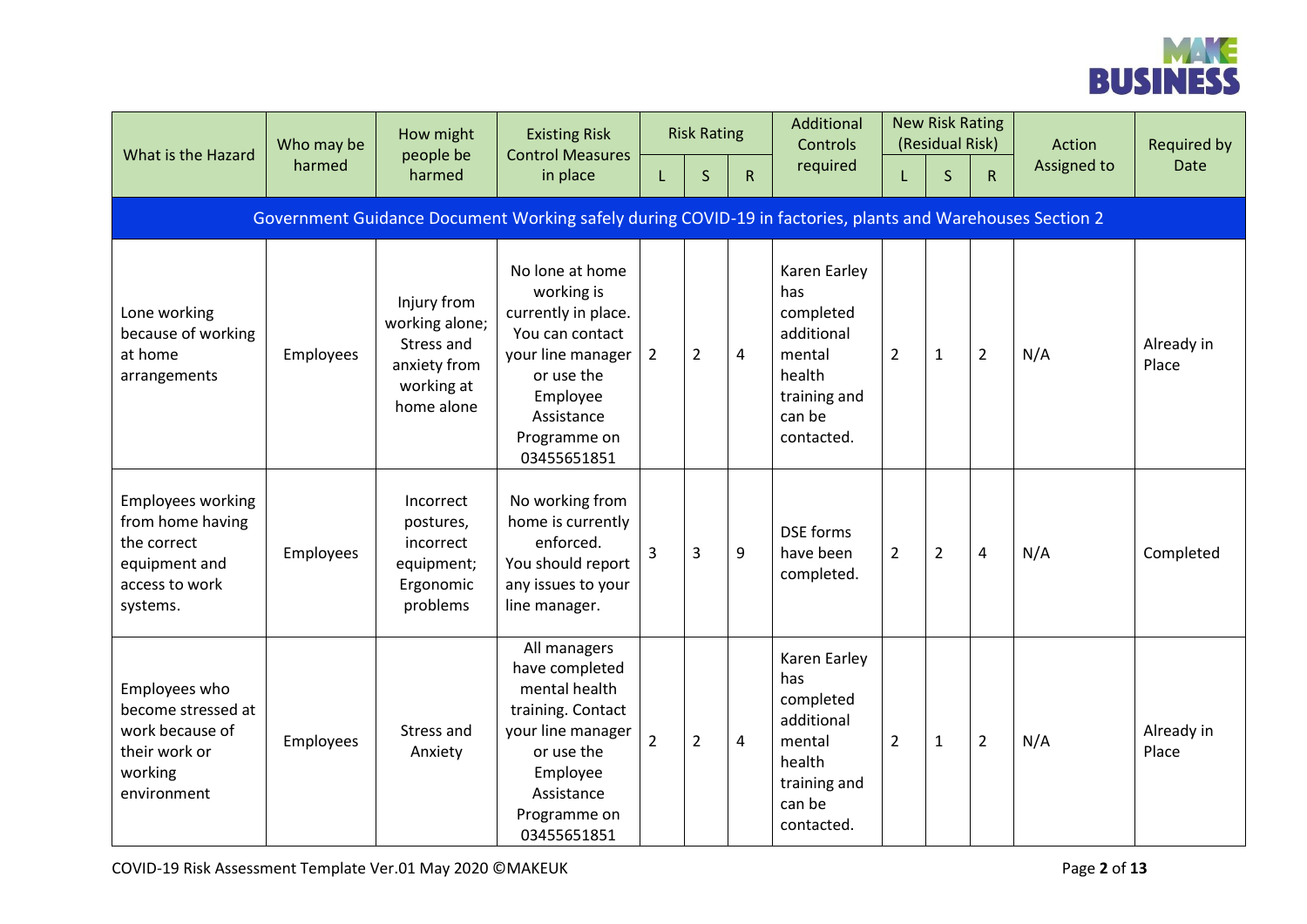| What is the Hazard | Who may be harmed | How might people be harmed | Existing Risk Control Measures in place | Risk Rating | | | Additional Controls required | New Risk Rating (Residual Risk) | | | Action Assigned to | Required by Date |
|---|---|---|---|---|---|---|---|---|---|---|---|---|
| | | | | L | S | R | | L | S | R | | |
| Government Guidance Document Working safely during COVID-19 in factories, plants and Warehouses Section 2 | | | | | | | | | | | | |
| Lone working because of working at home arrangements | Employees | Injury from working alone; Stress and anxiety from working at home alone | No lone at home working is currently in place. You can contact your line manager or use the Employee Assistance Programme on 03455651851 | 2 | 2 | 4 | Karen Earley has completed additional mental health training and can be contacted. | 2 | 1 | 2 | N/A | Already in Place |
| Employees working from home having the correct equipment and access to work systems. | Employees | Incorrect postures, incorrect equipment; Ergonomic problems | No working from home is currently enforced. You should report any issues to your line manager. | 3 | 3 | 9 | DSE forms have been completed. | 2 | 2 | 4 | N/A | Completed |
| Employees who become stressed at work because of their work or working environment | Employees | Stress and Anxiety | All managers have completed mental health training. Contact your line manager or use the Employee Assistance Programme on 03455651851 | 2 | 2 | 4 | Karen Earley has completed additional mental health training and can be contacted. | 2 | 1 | 2 | N/A | Already in Place |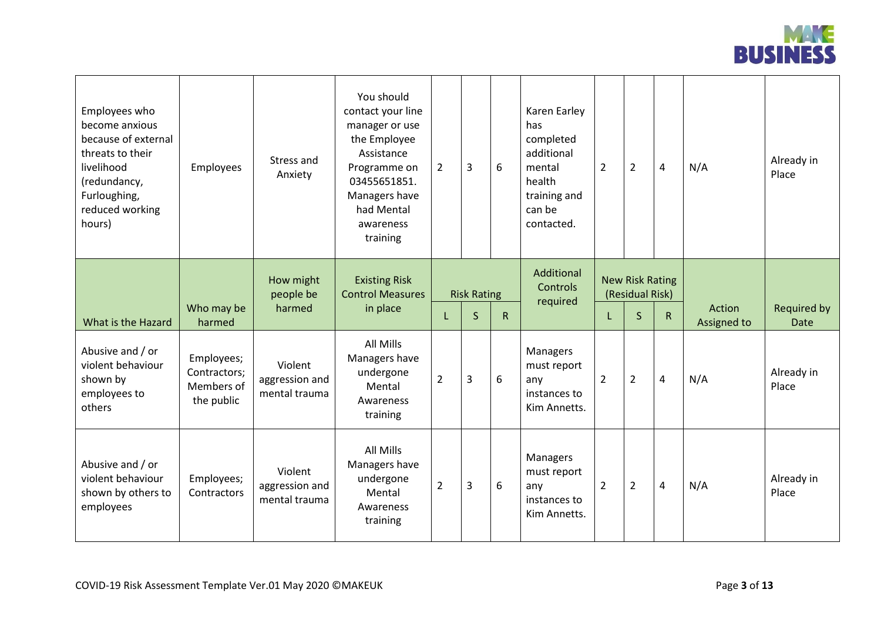| | | | | | | | | | | | | |
|---|---|---|---|---|---|---|---|---|---|---|---|---|
| Employees who become anxious because of external threats to their livelihood (redundancy, Furloughing, reduced working hours) | Employees | Stress and Anxiety | You should contact your line manager or use the Employee Assistance Programme on 03455651851. Managers have had Mental awareness training | 2 | 3 | 6 | Karen Earley has completed additional mental health training and can be contacted. | 2 | 2 | 4 | N/A | Already in Place |
| What is the Hazard | Who may be harmed | How might people be harmed | Existing Risk Control Measures in place | Risk Rating | | | Additional Controls required | New Risk Rating (Residual Risk) | | | Action Assigned to | Required by Date |
| | | | | L | S | R | | L | S | R | | |
| Abusive and / or violent behaviour shown by employees to others | Employees; Contractors; Members of the public | Violent aggression and mental trauma | All Mills Managers have undergone Mental Awareness training | 2 | 3 | 6 | Managers must report any instances to Kim Annetts. | 2 | 2 | 4 | N/A | Already in Place |
| Abusive and / or violent behaviour shown by others to employees | Employees; Contractors | Violent aggression and mental trauma | All Mills Managers have undergone Mental Awareness training | 2 | 3 | 6 | Managers must report any instances to Kim Annetts. | 2 | 2 | 4 | N/A | Already in Place |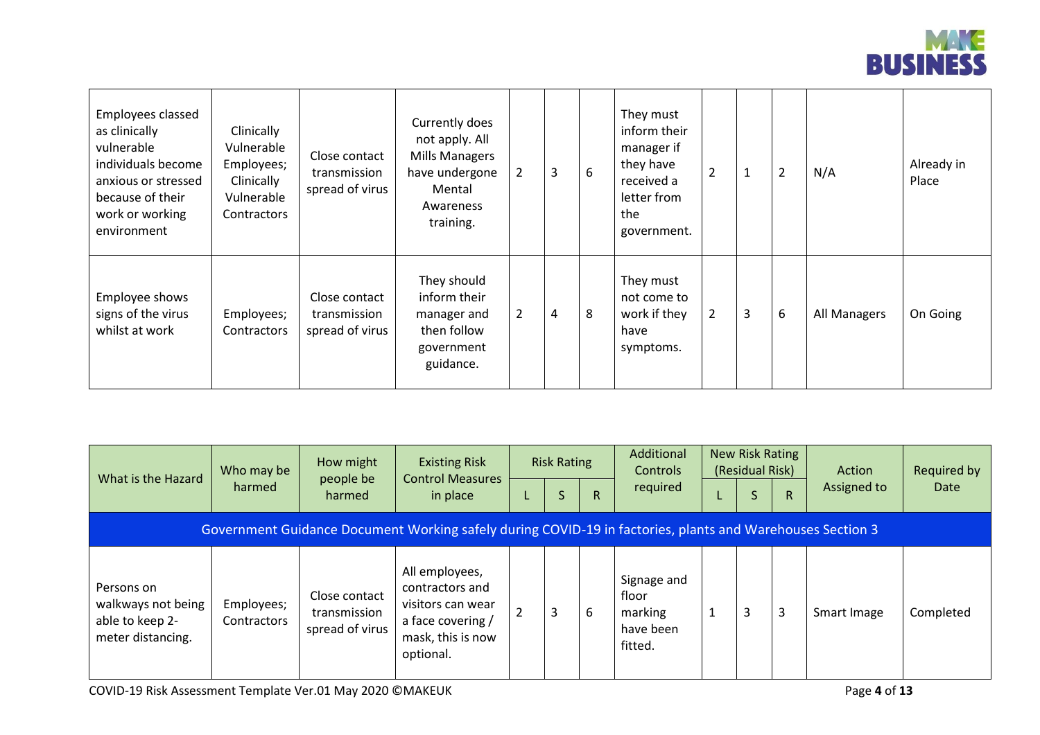| Employees classed as clinically vulnerable individuals become anxious or stressed because of their work or working environment | Clinically Vulnerable Employees; Clinically Vulnerable Contractors | Close contact transmission spread of virus | Currently does not apply. All Mills Managers have undergone Mental Awareness training. | 2 | 3 | 6 | They must inform their manager if they have received a letter from the government. | 2 | 1 | 2 | N/A | Already in Place |
|---|---|---|---|---|---|---|---|---|---|---|---|---|
| Employee shows signs of the virus whilst at work | Employees; Contractors | Close contact transmission spread of virus | They should inform their manager and then follow government guidance. | 2 | 4 | 8 | They must not come to work if they have symptoms. | 2 | 3 | 6 | All Managers | On Going |

| What is the Hazard | Who may be harmed | How might people be harmed | Existing Risk Control Measures in place | Risk Rating | | | Additional Controls required | New Risk Rating (Residual Risk) | | | Action Assigned to | Required by Date |
|---|---|---|---|---|---|---|---|---|---|---|---|---|
| | | | | L | S | R | | L | S | R | | |
| Government Guidance Document Working safely during COVID-19 in factories, plants and Warehouses Section 3 | | | | | | | | | | | | |
| Persons on walkways not being able to keep 2-meter distancing. | Employees; Contractors | Close contact transmission spread of virus | All employees, contractors and visitors can wear a face covering / mask, this is now optional. | 2 | 3 | 6 | Signage and floor marking have been fitted. | 1 | 3 | 3 | Smart Image | Completed |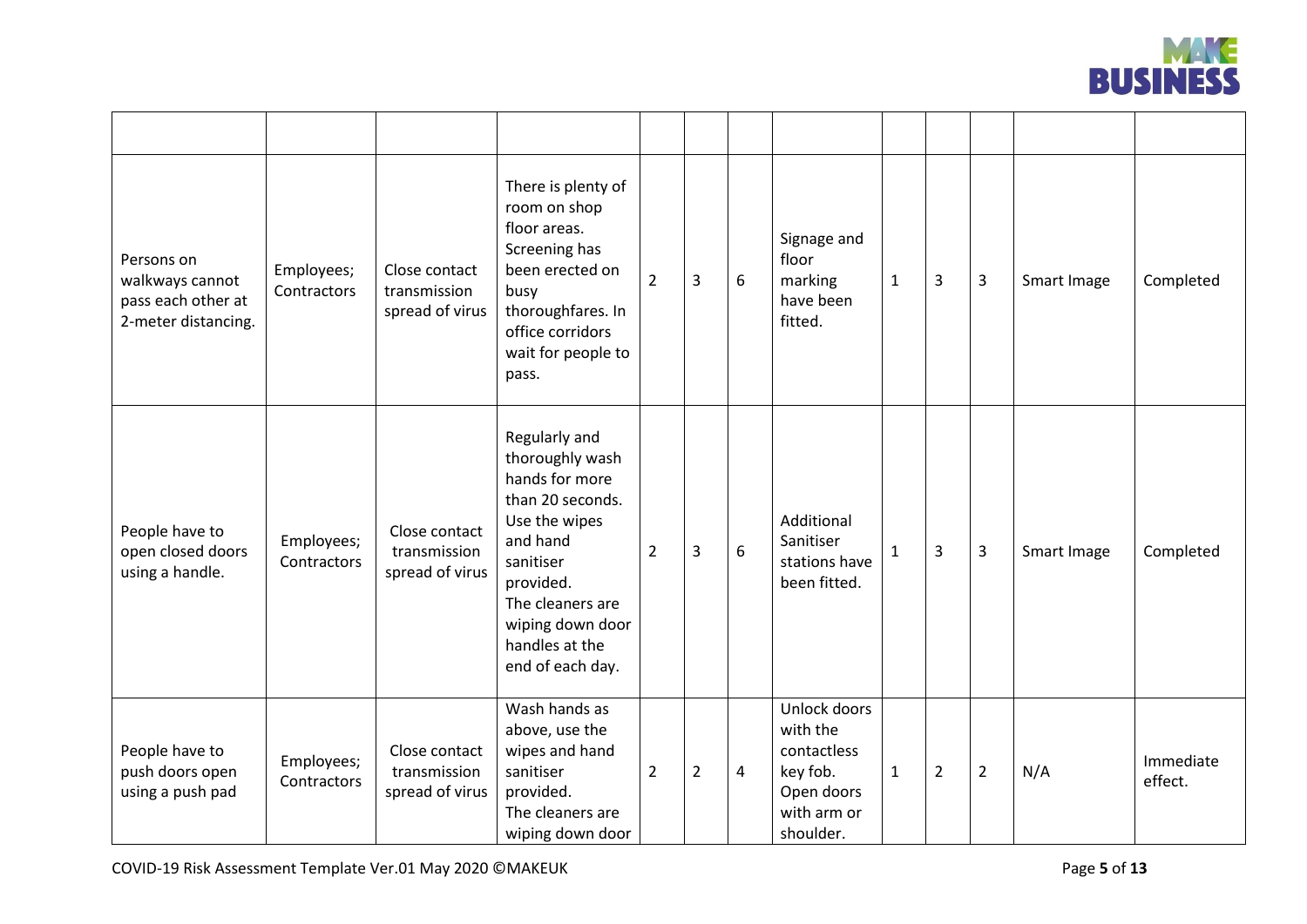| | | | | | | | | | | | | |
|---|---|---|---|---|---|---|---|---|---|---|---|---|
| Persons on walkways cannot pass each other at 2-meter distancing. | Employees; Contractors | Close contact transmission spread of virus | There is plenty of room on shop floor areas. Screening has been erected on busy thoroughfares. In office corridors wait for people to pass. | 2 | 3 | 6 | Signage and floor marking have been fitted. | 1 | 3 | 3 | Smart Image | Completed |
| People have to open closed doors using a handle. | Employees; Contractors | Close contact transmission spread of virus | Regularly and thoroughly wash hands for more than 20 seconds. Use the wipes and hand sanitiser provided. The cleaners are wiping down door handles at the end of each day. | 2 | 3 | 6 | Additional Sanitiser stations have been fitted. | 1 | 3 | 3 | Smart Image | Completed |
| People have to push doors open using a push pad | Employees; Contractors | Close contact transmission spread of virus | Wash hands as above, use the wipes and hand sanitiser provided. The cleaners are wiping down door | 2 | 2 | 4 | Unlock doors with the contactless key fob. Open doors with arm or shoulder. | 1 | 2 | 2 | N/A | Immediate effect. |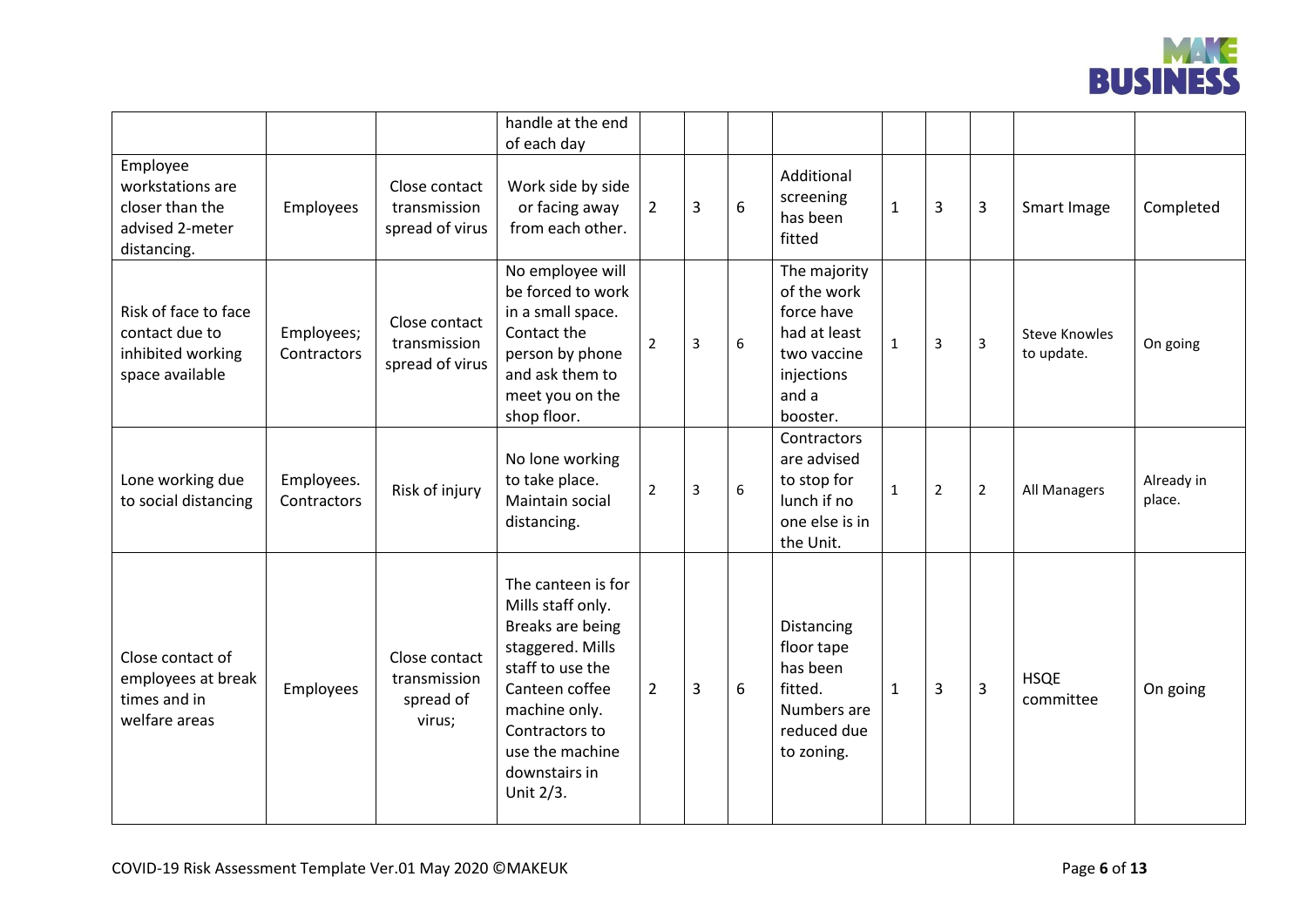| | | | | | | | | | | | | |
|---|---|---|---|---|---|---|---|---|---|---|---|---|
| | | | handle at the end of each day | | | | | | | | | |
| Employee workstations are closer than the advised 2-meter distancing. | Employees | Close contact transmission spread of virus | Work side by side or facing away from each other. | 2 | 3 | 6 | Additional screening has been fitted | 1 | 3 | 3 | Smart Image | Completed |
| Risk of face to face contact due to inhibited working space available | Employees; Contractors | Close contact transmission spread of virus | No employee will be forced to work in a small space. Contact the person by phone and ask them to meet you on the shop floor. | 2 | 3 | 6 | The majority of the work force have had at least two vaccine injections and a booster. | 1 | 3 | 3 | Steve Knowles to update. | On going |
| Lone working due to social distancing | Employees. Contractors | Risk of injury | No lone working to take place. Maintain social distancing. | 2 | 3 | 6 | Contractors are advised to stop for lunch if no one else is in the Unit. | 1 | 2 | 2 | All Managers | Already in place. |
| Close contact of employees at break times and in welfare areas | Employees | Close contact transmission spread of virus; | The canteen is for Mills staff only. Breaks are being staggered. Mills staff to use the Canteen coffee machine only. Contractors to use the machine downstairs in Unit 2/3. | 2 | 3 | 6 | Distancing floor tape has been fitted. Numbers are reduced due to zoning. | 1 | 3 | 3 | HSQE committee | On going |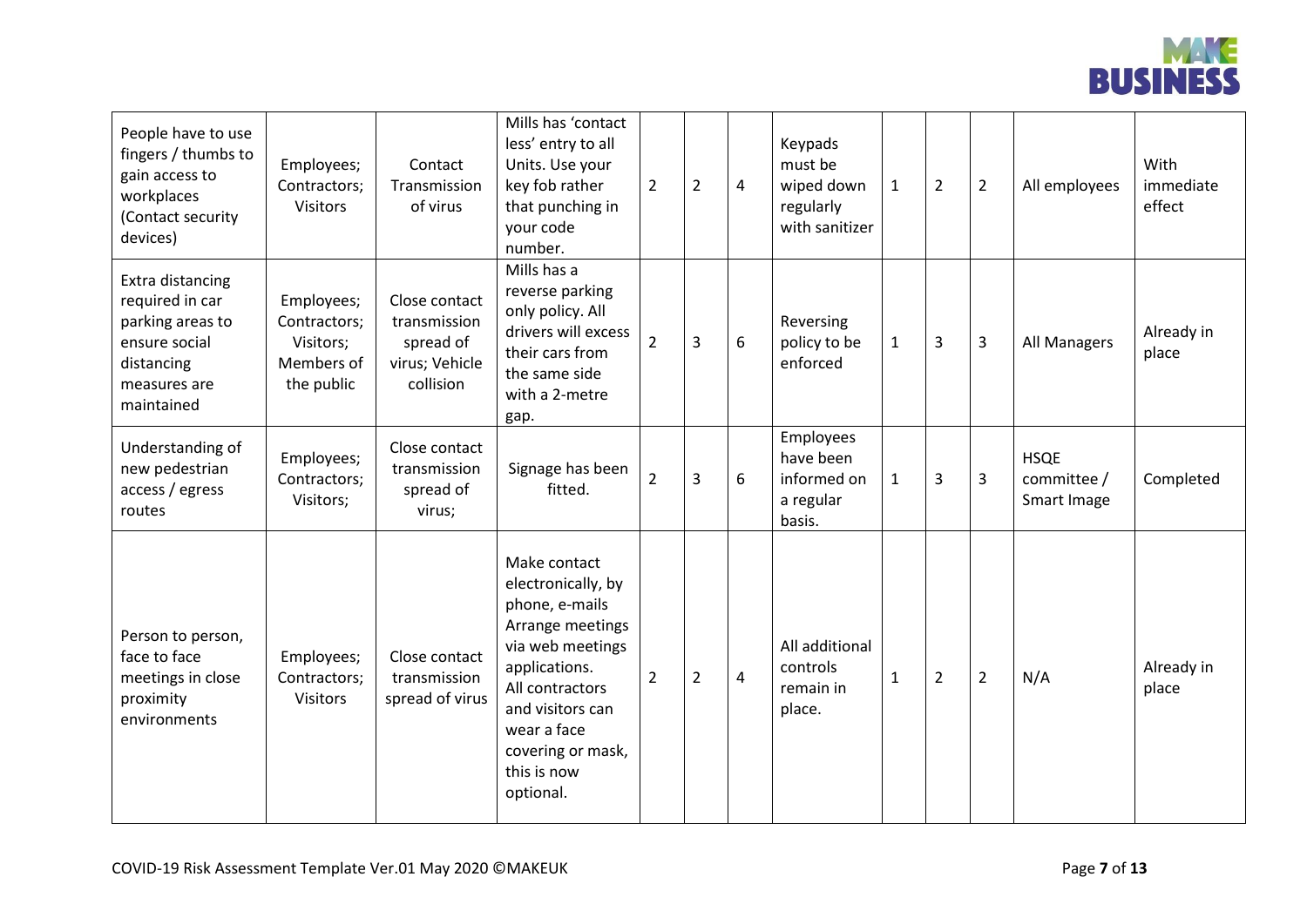| | | | | | | | | | | | | |
|---|---|---|---|---|---|---|---|---|---|---|---|---|
| People have to use fingers / thumbs to gain access to workplaces (Contact security devices) | Employees; Contractors; Visitors | Contact Transmission of virus | Mills has 'contact less' entry to all Units. Use your key fob rather that punching in your code number. | 2 | 2 | 4 | Keypads must be wiped down regularly with sanitizer | 1 | 2 | 2 | All employees | With immediate effect |
| Extra distancing required in car parking areas to ensure social distancing measures are maintained | Employees; Contractors; Visitors; Members of the public | Close contact transmission spread of virus; Vehicle collision | Mills has a reverse parking only policy. All drivers will excess their cars from the same side with a 2-metre gap. | 2 | 3 | 6 | Reversing policy to be enforced | 1 | 3 | 3 | All Managers | Already in place |
| Understanding of new pedestrian access / egress routes | Employees; Contractors; Visitors; | Close contact transmission spread of virus; | Signage has been fitted. | 2 | 3 | 6 | Employees have been informed on a regular basis. | 1 | 3 | 3 | HSQE committee / Smart Image | Completed |
| Person to person, face to face meetings in close proximity environments | Employees; Contractors; Visitors | Close contact transmission spread of virus | Make contact electronically, by phone, e-mails Arrange meetings via web meetings applications. All contractors and visitors can wear a face covering or mask, this is now optional. | 2 | 2 | 4 | All additional controls remain in place. | 1 | 2 | 2 | N/A | Already in place |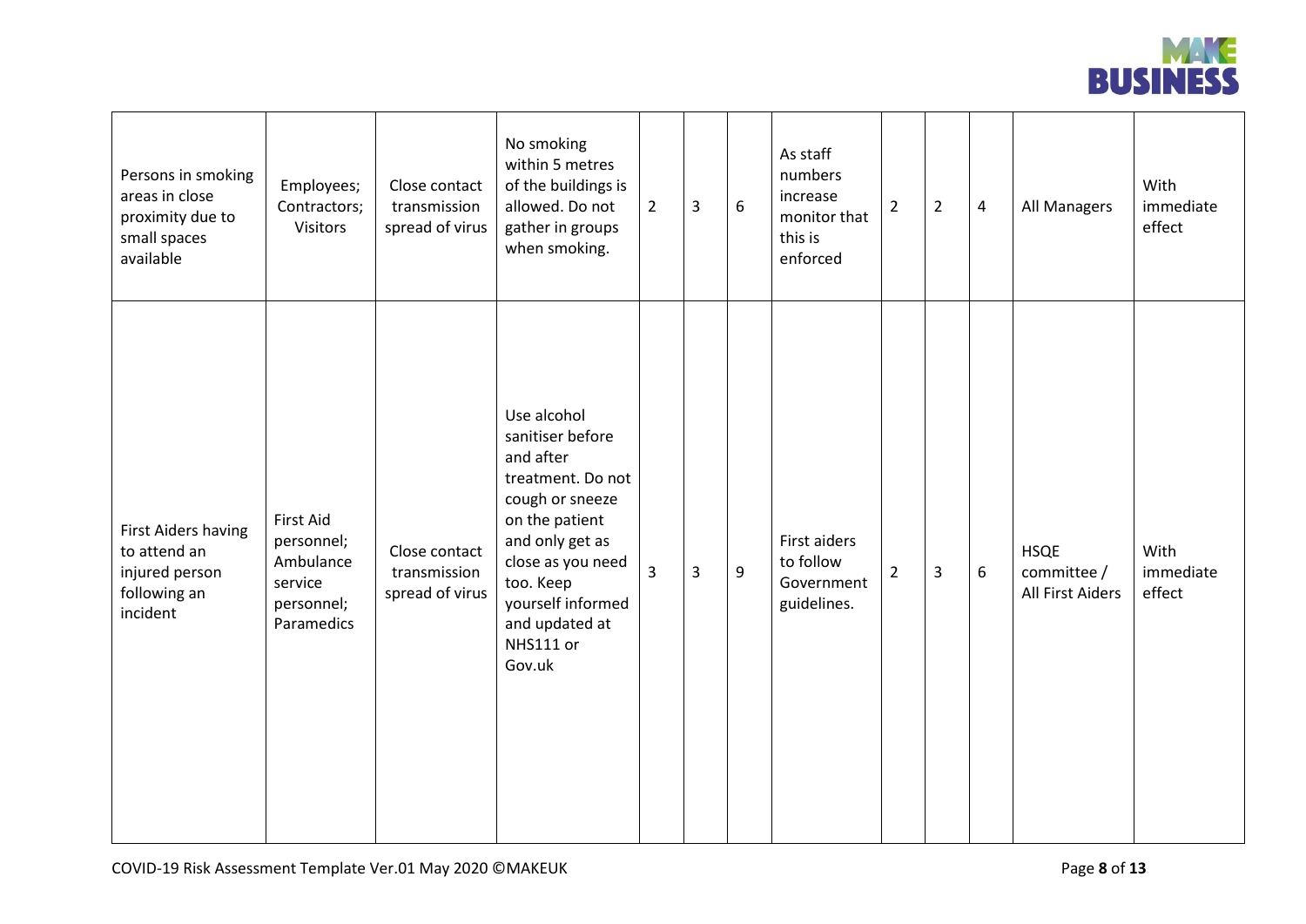| | | | | | | | | | | | | |
|---|---|---|---|---|---|---|---|---|---|---|---|---|
| Persons in smoking areas in close proximity due to small spaces available | Employees; Contractors; Visitors | Close contact transmission spread of virus | No smoking within 5 metres of the buildings is allowed. Do not gather in groups when smoking. | 2 | 3 | 6 | As staff numbers increase monitor that this is enforced | 2 | 2 | 4 | All Managers | With immediate effect |
| First Aiders having to attend an injured person following an incident | First Aid personnel; Ambulance service personnel; Paramedics | Close contact transmission spread of virus | Use alcohol sanitiser before and after treatment. Do not cough or sneeze on the patient and only get as close as you need too. Keep yourself informed and updated at NHS111 or Gov.uk | 3 | 3 | 9 | First aiders to follow Government guidelines. | 2 | 3 | 6 | HSQE committee / All First Aiders | With immediate effect |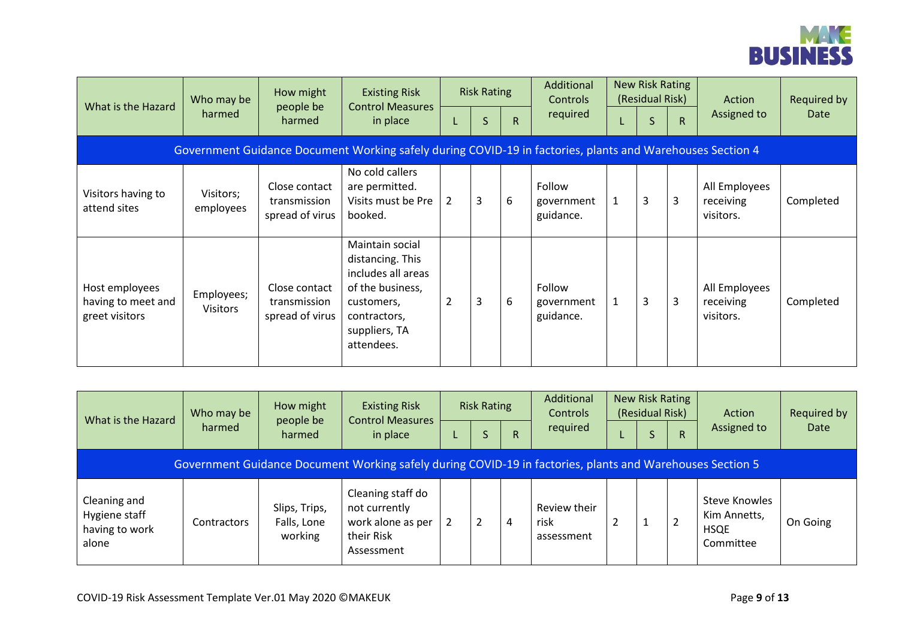| What is the Hazard | Who may be harmed | How might people be harmed | Existing Risk Control Measures in place | Risk Rating | | | Additional Controls required | New Risk Rating (Residual Risk) | | | Action Assigned to | Required by Date |
|---|---|---|---|---|---|---|---|---|---|---|---|---|
| | | | | L | S | R | | L | S | R | | |
| Government Guidance Document Working safely during COVID-19 in factories, plants and Warehouses Section 4 | | | | | | | | | | | | |
| Visitors having to attend sites | Visitors; employees | Close contact transmission spread of virus | No cold callers are permitted. Visits must be Pre booked. | 2 | 3 | 6 | Follow government guidance. | 1 | 3 | 3 | All Employees receiving visitors. | Completed |
| Host employees having to meet and greet visitors | Employees; Visitors | Close contact transmission spread of virus | Maintain social distancing. This includes all areas of the business, customers, contractors, suppliers, TA attendees. | 2 | 3 | 6 | Follow government guidance. | 1 | 3 | 3 | All Employees receiving visitors. | Completed |

| What is the Hazard | Who may be harmed | How might people be harmed | Existing Risk Control Measures in place | Risk Rating | | | Additional Controls required | New Risk Rating (Residual Risk) | | | Action Assigned to | Required by Date |
|---|---|---|---|---|---|---|---|---|---|---|---|---|
| | | | | L | S | R | | L | S | R | | |
| Government Guidance Document Working safely during COVID-19 in factories, plants and Warehouses Section 5 | | | | | | | | | | | | |
| Cleaning and Hygiene staff having to work alone | Contractors | Slips, Trips, Falls, Lone working | Cleaning staff do not currently work alone as per their Risk Assessment | 2 | 2 | 4 | Review their risk assessment | 2 | 1 | 2 | Steve Knowles Kim Annetts, HSQE Committee | On Going |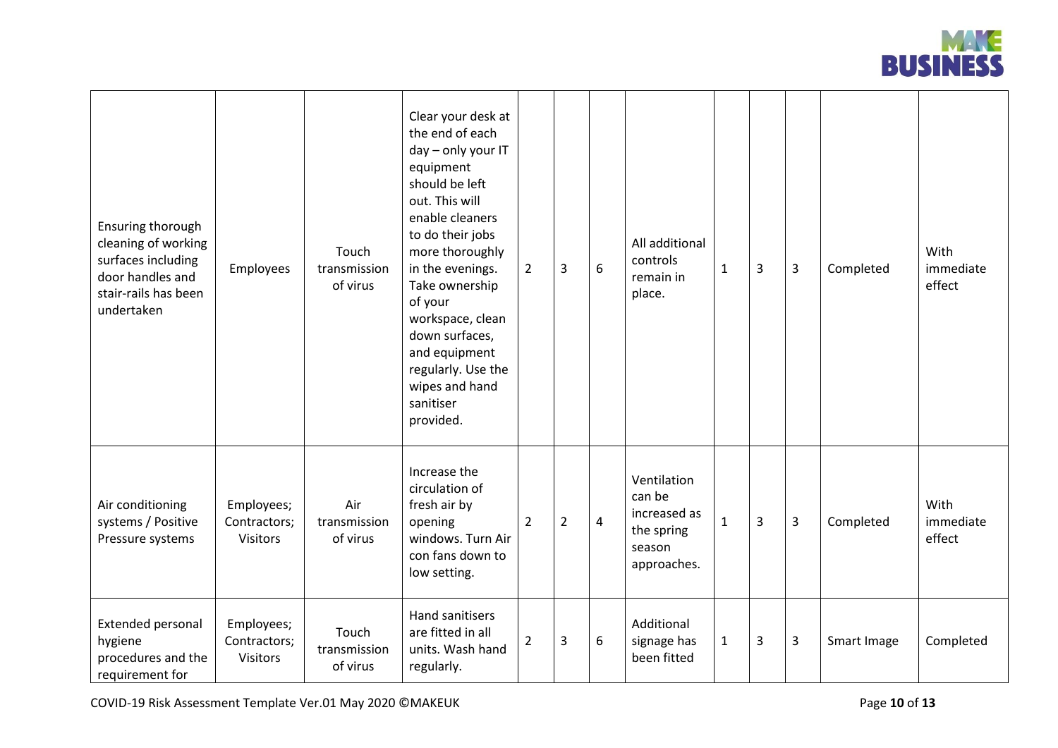| | | | | | | | | | | | | |
|---|---|---|---|---|---|---|---|---|---|---|---|---|
| Ensuring thorough cleaning of working surfaces including door handles and stair-rails has been undertaken | Employees | Touch transmission of virus | Clear your desk at the end of each day – only your IT equipment should be left out. This will enable cleaners to do their jobs more thoroughly in the evenings. Take ownership of your workspace, clean down surfaces, and equipment regularly. Use the wipes and hand sanitiser provided. | 2 | 3 | 6 | All additional controls remain in place. | 1 | 3 | 3 | Completed | With immediate effect |
| Air conditioning systems / Positive Pressure systems | Employees; Contractors; Visitors | Air transmission of virus | Increase the circulation of fresh air by opening windows. Turn Air con fans down to low setting. | 2 | 2 | 4 | Ventilation can be increased as the spring season approaches. | 1 | 3 | 3 | Completed | With immediate effect |
| Extended personal hygiene procedures and the requirement for | Employees; Contractors; Visitors | Touch transmission of virus | Hand sanitisers are fitted in all units. Wash hand regularly. | 2 | 3 | 6 | Additional signage has been fitted | 1 | 3 | 3 | Smart Image | Completed |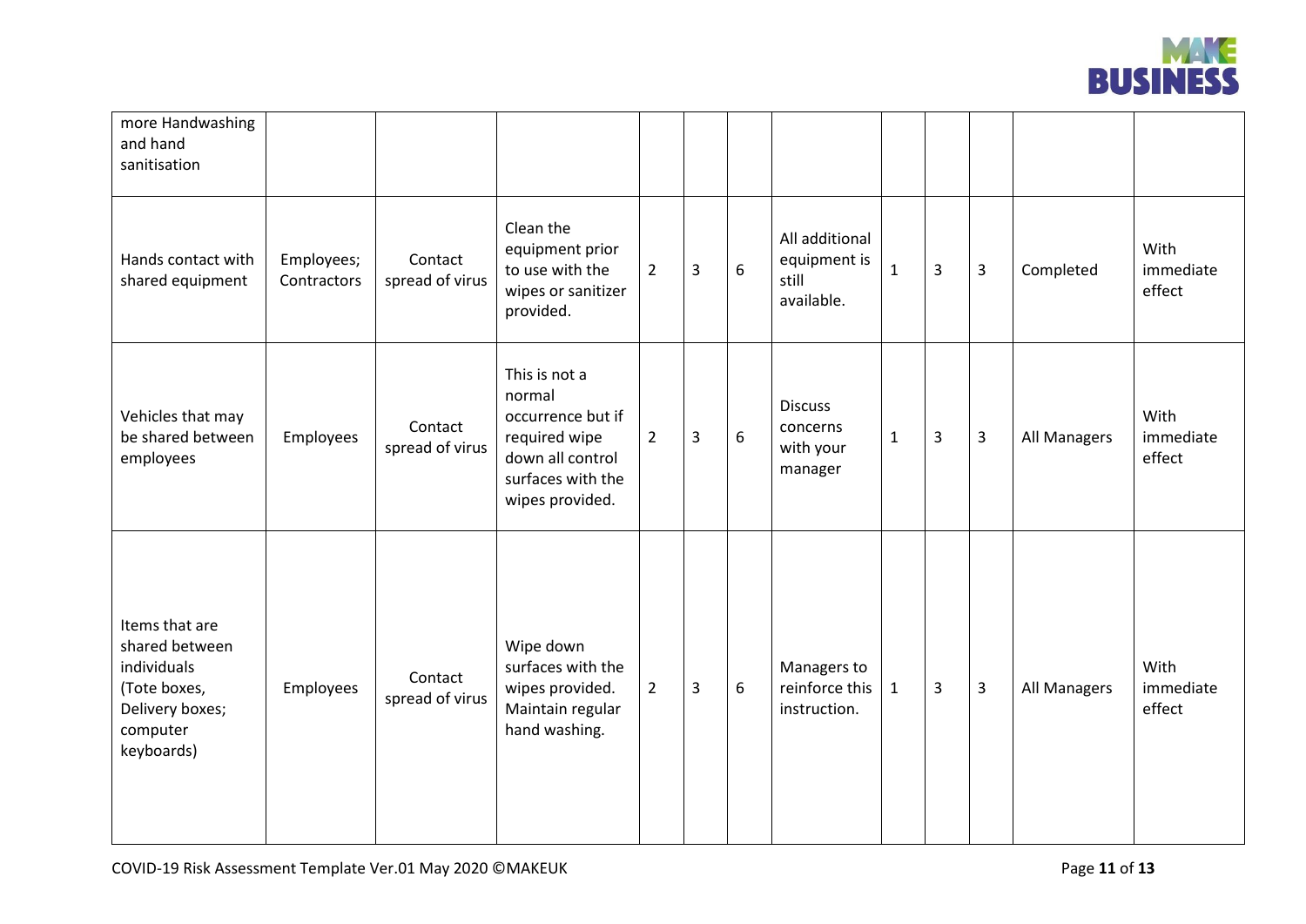| | | | | | | | | | | | | |
|---|---|---|---|---|---|---|---|---|---|---|---|---|
| more Handwashing and hand sanitisation | | | | | | | | | | | | |
| Hands contact with shared equipment | Employees; Contractors | Contact spread of virus | Clean the equipment prior to use with the wipes or sanitizer provided. | 2 | 3 | 6 | All additional equipment is still available. | 1 | 3 | 3 | Completed | With immediate effect |
| Vehicles that may be shared between employees | Employees | Contact spread of virus | This is not a normal occurrence but if required wipe down all control surfaces with the wipes provided. | 2 | 3 | 6 | Discuss concerns with your manager | 1 | 3 | 3 | All Managers | With immediate effect |
| Items that are shared between individuals (Tote boxes, Delivery boxes; computer keyboards) | Employees | Contact spread of virus | Wipe down surfaces with the wipes provided. Maintain regular hand washing. | 2 | 3 | 6 | Managers to reinforce this instruction. | 1 | 3 | 3 | All Managers | With immediate effect |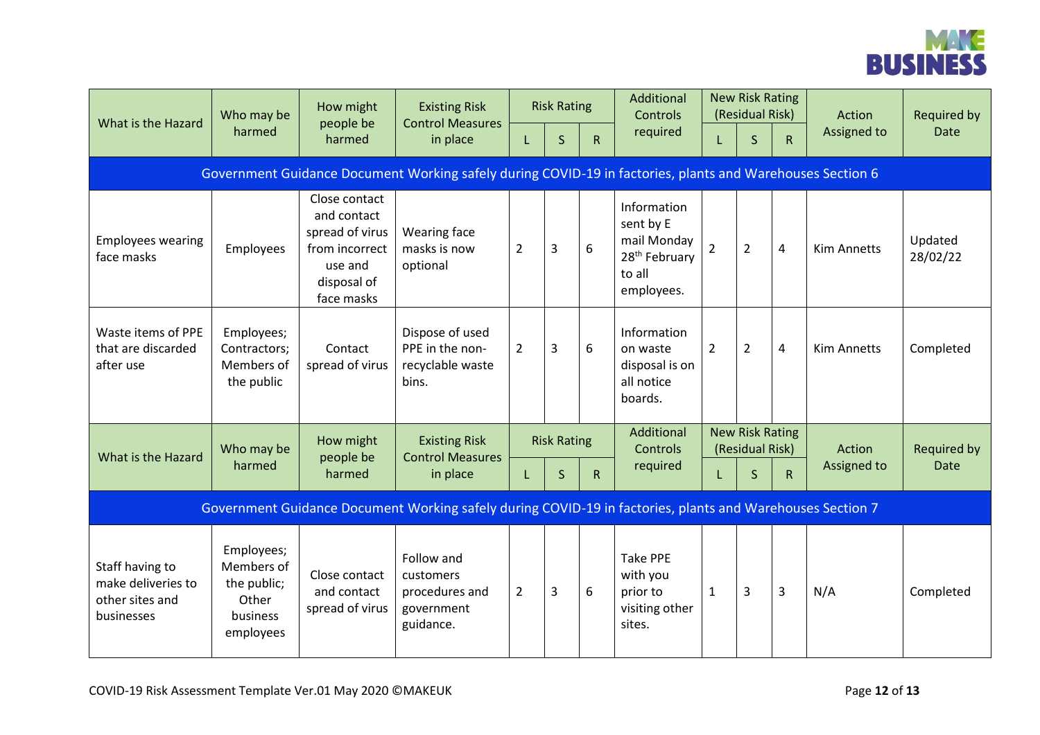| What is the Hazard | Who may be harmed | How might people be harmed | Existing Risk Control Measures in place | Risk Rating | | | Additional Controls required | New Risk Rating (Residual Risk) | | | Action Assigned to | Required by Date |
|---|---|---|---|---|---|---|---|---|---|---|---|---|
| | | | | L | S | R | | L | S | R | | |
| **Government Guidance Document Working safely during COVID-19 in factories, plants and Warehouses Section 6** | | | | | | | | | | | | |
| Employees wearing face masks | Employees | Close contact and contact spread of virus from incorrect use and disposal of face masks | Wearing face masks is now optional | 2 | 3 | 6 | Information sent by E mail Monday 28th February to all employees. | 2 | 2 | 4 | Kim Annetts | Updated 28/02/22 |
| Waste items of PPE that are discarded after use | Employees; Contractors; Members of the public | Contact spread of virus | Dispose of used PPE in the non-recyclable waste bins. | 2 | 3 | 6 | Information on waste disposal is on all notice boards. | 2 | 2 | 4 | Kim Annetts | Completed |

| What is the Hazard | Who may be harmed | How might people be harmed | Existing Risk Control Measures in place | Risk Rating | | | Additional Controls required | New Risk Rating (Residual Risk) | | | Action Assigned to | Required by Date |
|---|---|---|---|---|---|---|---|---|---|---|---|---|
| | | | | L | S | R | | L | S | R | | |
| **Government Guidance Document Working safely during COVID-19 in factories, plants and Warehouses Section 7** | | | | | | | | | | | | |
| Staff having to make deliveries to other sites and businesses | Employees; Members of the public; Other business employees | Close contact and contact spread of virus | Follow and customers procedures and government guidance. | 2 | 3 | 6 | Take PPE with you prior to visiting other sites. | 1 | 3 | 3 | N/A | Completed |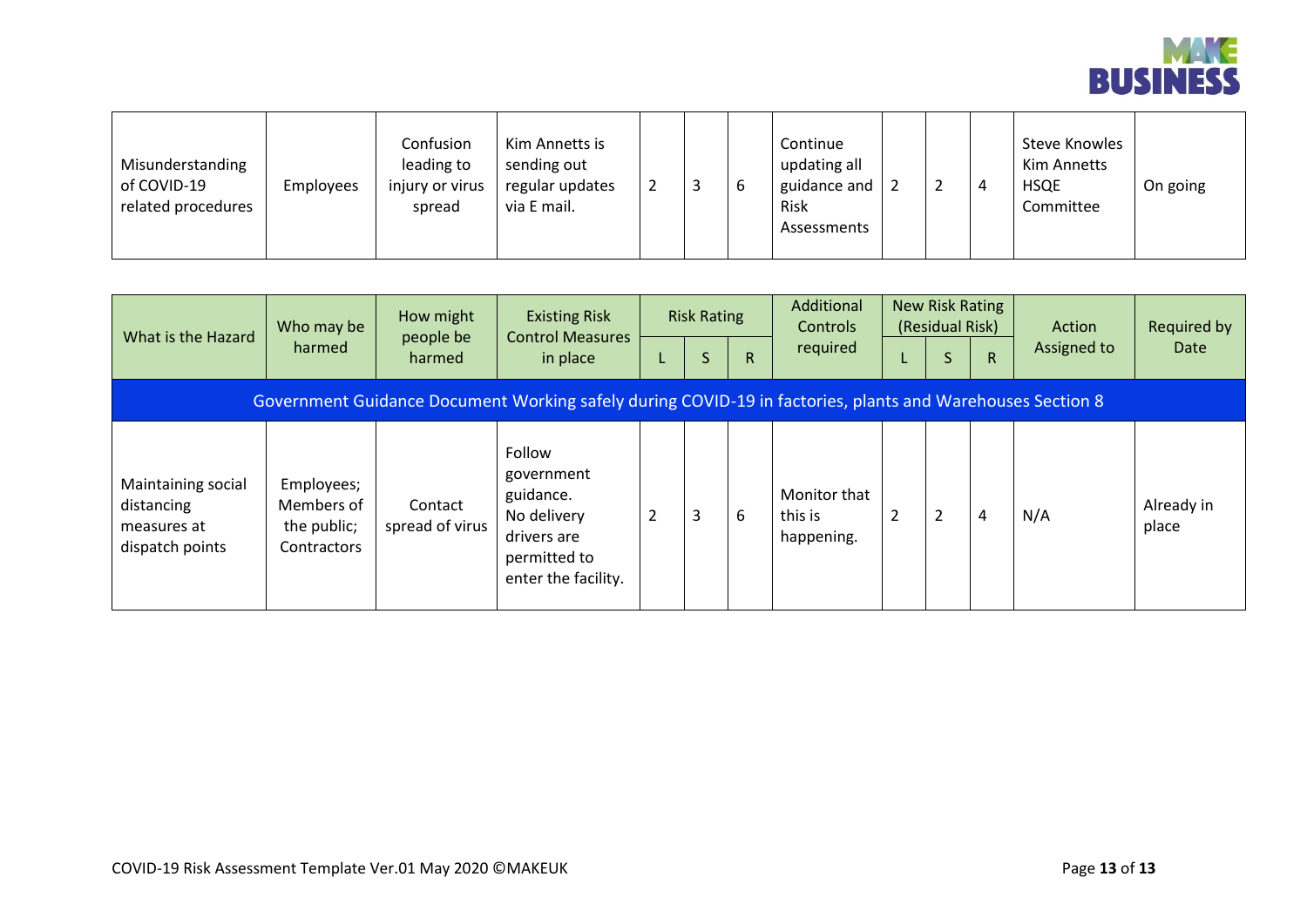| | | | | | | | | | | | | |
|---|---|---|---|---|---|---|---|---|---|---|---|---|
| Misunderstanding of COVID-19 related procedures | Employees | Confusion leading to injury or virus spread | Kim Annetts is sending out regular updates via E mail. | 2 | 3 | 6 | Continue updating all guidance and Risk Assessments | 2 | 2 | 4 | Steve Knowles Kim Annetts HSQE Committee | On going |

| What is the Hazard | Who may be harmed | How might people be harmed | Existing Risk Control Measures in place | Risk Rating | | | Additional Controls required | New Risk Rating (Residual Risk) | | | Action Assigned to | Required by Date |
|---|---|---|---|---|---|---|---|---|---|---|---|---|
| | | | | L | S | R | | L | S | R | | |
| Government Guidance Document Working safely during COVID-19 in factories, plants and Warehouses Section 8 | | | | | | | | | | | | |
| Maintaining social distancing measures at dispatch points | Employees; Members of the public; Contractors | Contact spread of virus | Follow government guidance. No delivery drivers are permitted to enter the facility. | 2 | 3 | 6 | Monitor that this is happening. | 2 | 2 | 4 | N/A | Already in place |